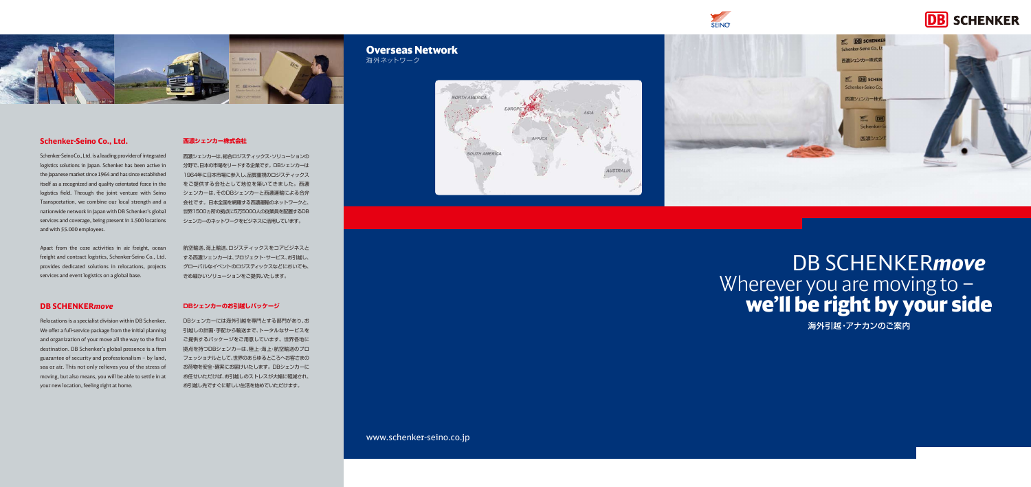## Schenker-Seino Co., Ltd.

Schenker-Seino Co., Ltd. is a leading provider of integrated logistics solutions in Japan. Schenker has been active in the Japanese market since 1964 and has since established itself as a recognized and quality orientated force in the logistics field. Through the joint venture with Seino Transportation, we combine our local strength and a nationwide network in Japan with DB Schenker's global services and coverage, being present in 1.500 locations and with 55.000 employees.

Apart from the core activities in air freight, ocean freight and contract logistics, Schenker-Seino Co., Ltd. provides dedicated solutions in relocations, projects services and event logistics on a global base.

## 西濃シェンカー株式会社

西濃シェンカーは、総合ロジスティックス・ソリューションの分野で、日本の市場をリードする企業です。DBシェンカーは1964年に日本市場に参入し、品質重視のロジスティックスをご提供する会社として地位を築いてきました。西濃シェンカーは、そのDBシェンカーと西濃運輸による合弁会社です。日本全国を網羅する西濃運輸のネットワークと、世界1500ヵ所の拠点に5万5000人の従業員を配置するDBシェンカーのネットワークをビジネスに活用しています。

航空輸送、海上輸送、ロジスティックスをコアビジネスとする西濃シェンカーは、プロジェクト・サービス、お引越し、グローバルなイベントのロジスティックスなどにおいても、きめ細かいソリューションをご提供いたします。

## DB SCHENKER*move*

Relocations is a specialist division within DB Schenker. We offer a full-service package from the initial planning and organization of your move all the way to the final destination. DB Schenker's global presence is a firm guarantee of security and professionalism – by land, sea or air. This not only relieves you of the stress of moving, but also means, you will be able to settle in at your new location, feeling right at home.

## DBシェンカーのお引越しパッケージ

DBシェンカーには海外引越を専門とする部門があり、お引越しの計画・手配から輸送まで、トータルなサービスをご提供するパッケージをご用意しています。世界各地に拠点を持つDBシェンカーは、陸上・海上・航空輸送のプロフェッショナルとして、世界のあらゆるところへお客さまのお荷物を安全・確実にお届けいたします。DBシェンカーにお任せいただけば、お引越しのストレスが大幅に軽減され、お引越し先ですぐに新しい生活を始めていただけます。

## Overseas Network
海外ネットワーク

NORTH AMERICA
EUROPE
ASIA
AFRICA
SOUTH AMERICA
AUSTRALIA

# DB SCHENKER*move*
## Wherever you are moving to – **we'll be right by your side**

海外引越・アナカンのご案内

www.schenker-seino.co.jp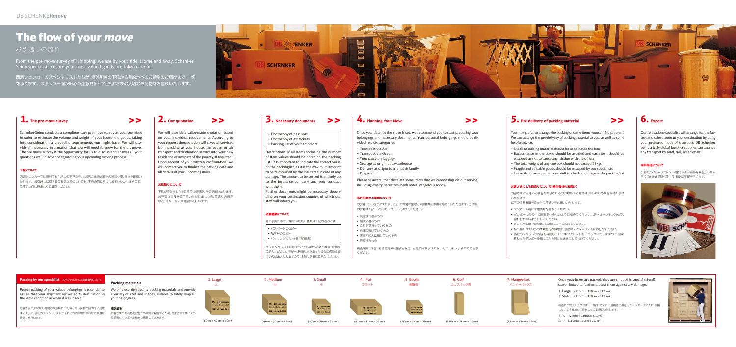# The flow of your *move*

お引越しの流れ

From the pre-move survey till shipping, we are by your side. Home and away, Schenker-Seino specialists ensure your most valued goods are taken care of.

西濃シェンカーのスペシャリストたちが、海外引越の下見から目的地へのお荷物のお届けまで、一切を承ります。スタッフ一同が細心の注意を払って、お客さまの大切なお荷物をお運びいたします。

## 1. The pre-move survey >>

Schenker-Seino conducts a complimentary pre-move survey at your premises in order to estimate the volume and weight of your household goods, taking into consideration any specific requirements you might have. We will provide all necessary information that you will need to know for the big move. The pre-move survey is the opportunity for us to discuss and answer all your questions well in advance regarding your upcoming moving process.

**下見について**

西濃シェンカーでは無料でお引越しの下見を行い、お客さまのお荷物の種類や量、重さを確認いたします。お引越しに関するご要望などについても、下見の際に詳しくお伺いいたしますので、ご不明な点は遠慮なくご質問ください。

## 2. Our quotation >>

We will provide a tailor-made quotation based on your individual requirements. According to your request the quotation will cover all services from packing at your house, the ocean or air transport and destination service into your new residence or any part of the journey, if required. Upon receipt of your written confirmation, we will contact you to finalize the packing date and all details of your upcoming move.

**お見積りについて**

下見が済みましたところで、お見積りをご提出いたします。お見積り金額をご了承いただけましたら、荷造りの日程など、細かい点の最終確認を行います。

## 3. Necessary documents >>

- Photocopy of passport
- Photocopy of air-tickets
- Packing list of your shipment

Descriptions of all items including the number of item values should be noted on the packing list. It is important to indicate the correct value on the packing list, as it is the maximum amount to be reimbursed by the insurance in case of any damage. The amount to be settled is entitled up to the insurance company and your contract with them.

Further documents might be necessary, depending on your destination country, of which our staff will inform you.

**必要書類について**

海外引越の前にご用意いただく書類は下記の通りです。

- パスポートのコピー
- 航空券のコピー
- パッキングリスト（梱包明細書）

パッキングリストにはすべての品物の品名と数量、金額をご記入ください。万が一、破損などがあった場合に保険金支払いの対象となりますので、金額は正確にご記入ください。

## 4. Planning Your Move >>

Once your date for the move is set, we recommend you to start preparing your belongings and necessary documents. Your personal belongings should be divided into six categories:

- Transport via Air
- Transport via Ocean
- Your carry-on luggage
- Storage at origin at a warehouse
- Delivery at origin to friends & family
- Disposal

Please be aware, that there are some items that we cannot ship via our service, including jewelry, securities, bank notes, dangerous goods.

**海外引越のご準備について**

お引越しの日程が決まりましたら、お荷物の整理と必要書類の準備を始めていただきます。その際、お荷物は下記の6つのカテゴリーに分けてください。

- 航空便で運ぶもの
- 船便で運ぶもの
- ご自分で持っていくもの
- 倉庫に預けていくもの
- 実家や知人に預けていくもの
- 廃棄するもの

貴金属類、現金、有価証券類、危険物など、当社では取り扱えないものもありますのでご注意ください。

## 5. Pre-delivery of packing material >>

You may prefer to arrange the packing of some items yourself: No problem! We can arrange the pre-delivery of packing material to you, as well as some helpful advice.

- Shock-absorbing material should be used inside the box
- Excess-space in the boxes should be avoided and each item should be wrapped as not to cause any friction with the others
- The total weight of any one box should not exceed 25kgs
- Fragile and valuable goods should be wrapped by our specialists
- Leave the boxes open for our staff to check and prepare the packing list

**お客さまによる荷造りについて（梱包資材のお届け）**

お客さまご自身での梱包を希望されるお荷物がある場合は、あらかじめ梱包資材をお届けいたします。

以下の注意事項をご参考に荷造りをお願いいたします。

- ダンボール箱には緩衝材を詰めてください。
- ダンボール箱の中に隙間を作らないように詰めてください。品物は一つずつ包んで、擦れ合わないようにしてください。
- ダンボール箱1個の重さは25kg以内に収めてください。
- 特に壊れやすいものや貴重品の梱包は、当社のスペシャリストにお任せください。
- 当社のスタッフが内容を確認してパッキングリストをチェックいたしますので、詰め終わったダンボール箱はふたを閉じたままにしておいてください。

## 6. Export

Our relocations-specialist will arrange for the fastest and safest route to your destination by using your preferred mode of transport. DB Schenker being a truly global logistics supplier can arrange any transport by road, rail, ocean or air.

**海外輸送について**

引越のスペシャリストが、お客さまのお荷物を安全かつ最も早く目的地まで運べるよう、輸送の手配を行います。

## Packing by our specialist スペシャリストによる梱包について

Proper packing of your valued belongings is essential to assure that your shipment arrives at its destination in the same condition as when it was loaded.

お客さまの大切なお荷物がお預かりした時と同じ状態で目的地に到着するように、当社のスペシャリストがそれぞれの品物に合わせて最適な荷造りを行います。

### Packing materials

We only use high quality packing materials and provide a variety of sizes and shapes, suitable to safely wrap all your belongings.

**梱包資材**

お客さまのお荷物を安全かつ確実に梱包するため、さまざまなサイズの高品質なダンボール箱をご用意しております。

1. Large 大 (60cm x 47cm x 60cm)
2. Medium 中 (39cm x 39cm x 44cm)
3. Small 小 (47cm x 39cm x 34cm)
4. Flat フラット (81cm x 51cm x 26cm)
5. Books 書籍用 (45cm x 34cm x 29cm)
6. Golf ゴルフバッグ用 (130cm x 38cm x 29cm)
7. Hanger-box ハンガーボックス (61cm x 52cm x 92cm)

Once your boxes are packed, they are shipped in special tri-wall carton boxes to further protect them against any damage.

1. Large (220cm x 110cm x 217cm)
2. Small (110cm x 110cm x 217cm)

荷造りが完了したダンボール箱は、さらに三層構造の強化段ボールケースに入れ、破損しないよう細心の注意を払ってお運びいたします。

1. 大 (220cm x 110cm x 217cm)
2. 小 (110cm x 110cm x 217cm)